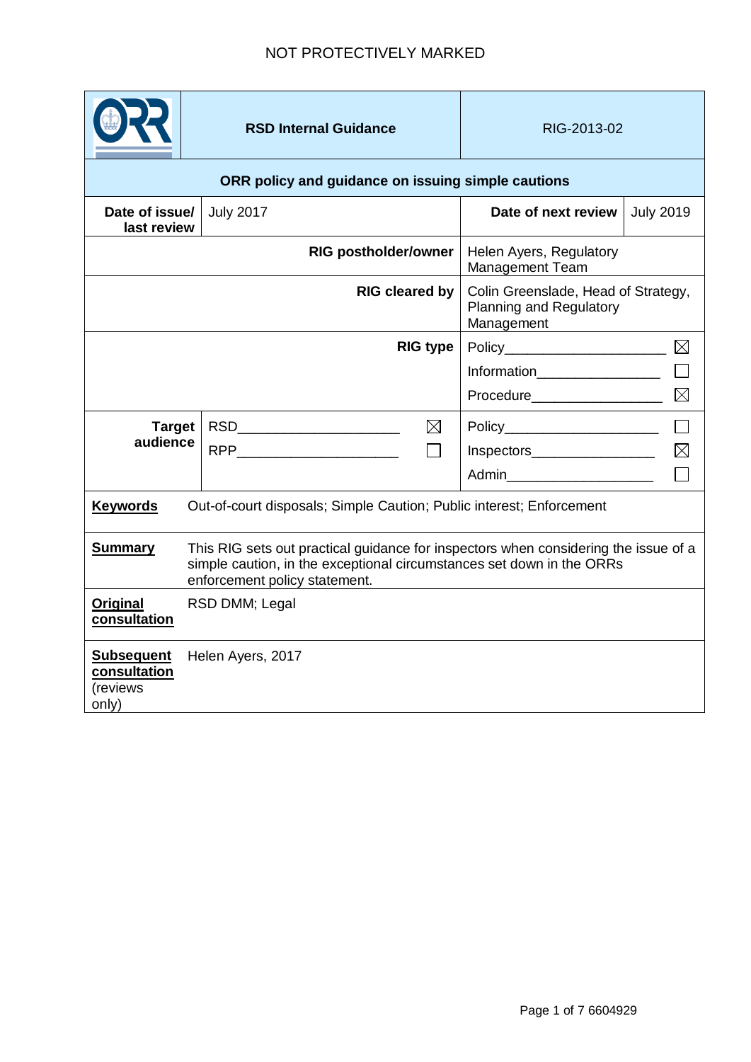NOT PROTECTIVELY MARKED

| ORR | **RSD Internal Guidance** | RIG-2013-02 | |
|---|---|---|---|
| **ORR policy and guidance on issuing simple cautions** | | | |
| **Date of issue/ last review** | July 2017 | **Date of next review** | July 2019 |
| | **RIG postholder/owner** | Helen Ayers, Regulatory Management Team | |
| | **RIG cleared by** | Colin Greenslade, Head of Strategy, Planning and Regulatory Management | |
| | **RIG type** | Policy ☒<br>Information ☐<br>Procedure ☒ | |
| **Target audience** | RSD ☒<br>RPP ☐ | Policy ☐<br>Inspectors ☒<br>Admin ☐ | |
| **Keywords** | Out-of-court disposals; Simple Caution; Public interest; Enforcement | | |
| **Summary** | This RIG sets out practical guidance for inspectors when considering the issue of a simple caution, in the exceptional circumstances set down in the ORRs enforcement policy statement. | | |
| **Original consultation** | RSD DMM; Legal | | |
| **Subsequent consultation** (reviews only) | Helen Ayers, 2017 | | |

6604929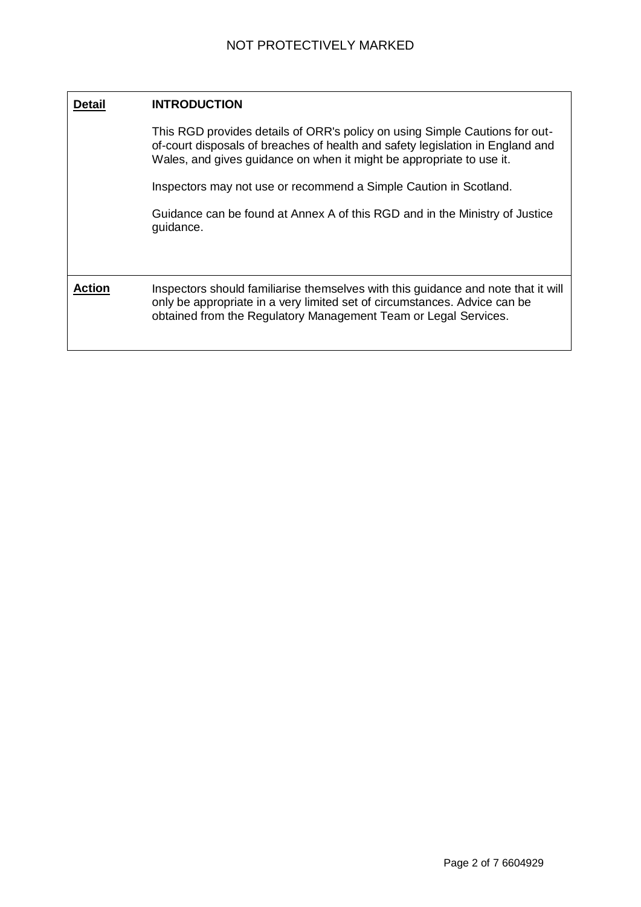| **Detail** | **INTRODUCTION** |
| --- | --- |
| | This RGD provides details of ORR's policy on using Simple Cautions for out-of-court disposals of breaches of health and safety legislation in England and Wales, and gives guidance on when it might be appropriate to use it.<br><br>Inspectors may not use or recommend a Simple Caution in Scotland.<br><br>Guidance can be found at Annex A of this RGD and in the Ministry of Justice guidance. |
| **Action** | Inspectors should familiarise themselves with this guidance and note that it will only be appropriate in a very limited set of circumstances. Advice can be obtained from the Regulatory Management Team or Legal Services. |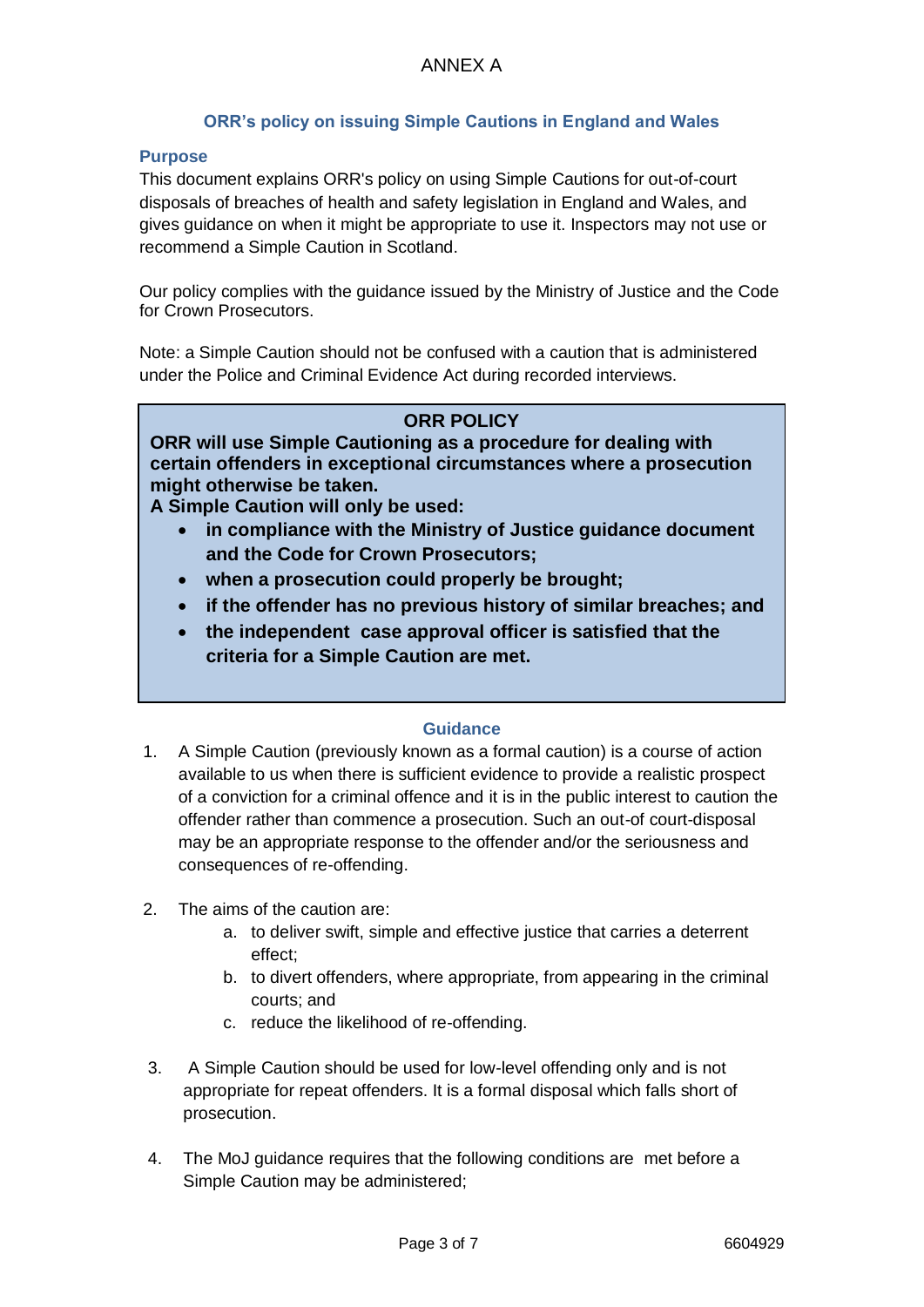# ANNEX A

## ORR's policy on issuing Simple Cautions in England and Wales

### Purpose

This document explains ORR's policy on using Simple Cautions for out-of-court disposals of breaches of health and safety legislation in England and Wales, and gives guidance on when it might be appropriate to use it. Inspectors may not use or recommend a Simple Caution in Scotland.

Our policy complies with the guidance issued by the Ministry of Justice and the Code for Crown Prosecutors.

Note: a Simple Caution should not be confused with a caution that is administered under the Police and Criminal Evidence Act during recorded interviews.

> **ORR POLICY**
>
> **ORR will use Simple Cautioning as a procedure for dealing with certain offenders in exceptional circumstances where a prosecution might otherwise be taken.**
>
> **A Simple Caution will only be used:**
>
> - **in compliance with the Ministry of Justice guidance document and the Code for Crown Prosecutors;**
> - **when a prosecution could properly be brought;**
> - **if the offender has no previous history of similar breaches; and**
> - **the independent case approval officer is satisfied that the criteria for a Simple Caution are met.**

### Guidance

1. A Simple Caution (previously known as a formal caution) is a course of action available to us when there is sufficient evidence to provide a realistic prospect of a conviction for a criminal offence and it is in the public interest to caution the offender rather than commence a prosecution. Such an out-of court-disposal may be an appropriate response to the offender and/or the seriousness and consequences of re-offending.

2. The aims of the caution are:
   a. to deliver swift, simple and effective justice that carries a deterrent effect;
   b. to divert offenders, where appropriate, from appearing in the criminal courts; and
   c. reduce the likelihood of re-offending.

3. A Simple Caution should be used for low-level offending only and is not appropriate for repeat offenders. It is a formal disposal which falls short of prosecution.

4. The MoJ guidance requires that the following conditions are met before a Simple Caution may be administered;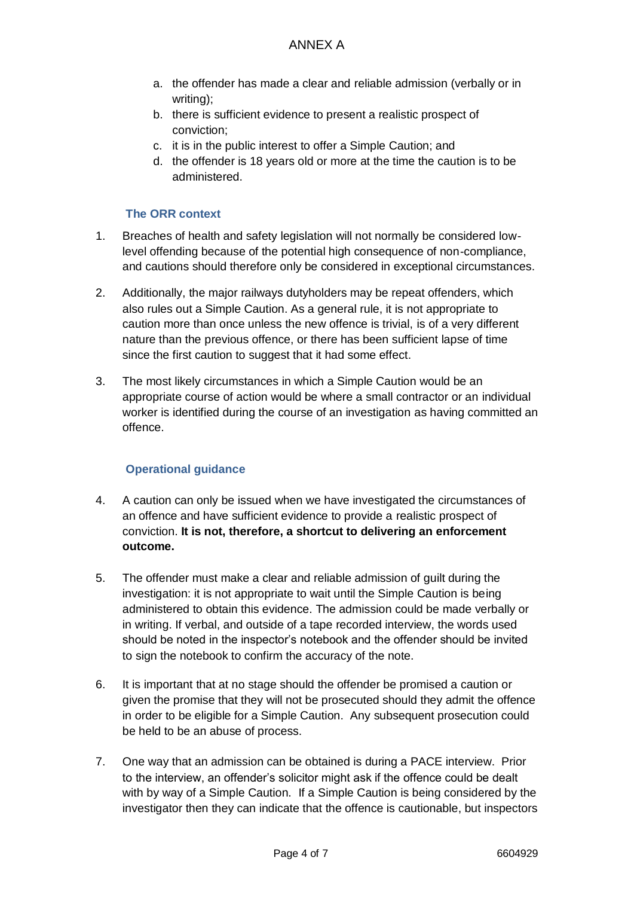a. the offender has made a clear and reliable admission (verbally or in writing);
b. there is sufficient evidence to present a realistic prospect of conviction;
c. it is in the public interest to offer a Simple Caution; and
d. the offender is 18 years old or more at the time the caution is to be administered.

### The ORR context

1. Breaches of health and safety legislation will not normally be considered low-level offending because of the potential high consequence of non-compliance, and cautions should therefore only be considered in exceptional circumstances.

2. Additionally, the major railways dutyholders may be repeat offenders, which also rules out a Simple Caution. As a general rule, it is not appropriate to caution more than once unless the new offence is trivial, is of a very different nature than the previous offence, or there has been sufficient lapse of time since the first caution to suggest that it had some effect.

3. The most likely circumstances in which a Simple Caution would be an appropriate course of action would be where a small contractor or an individual worker is identified during the course of an investigation as having committed an offence.

### Operational guidance

4. A caution can only be issued when we have investigated the circumstances of an offence and have sufficient evidence to provide a realistic prospect of conviction. **It is not, therefore, a shortcut to delivering an enforcement outcome.**

5. The offender must make a clear and reliable admission of guilt during the investigation: it is not appropriate to wait until the Simple Caution is being administered to obtain this evidence. The admission could be made verbally or in writing. If verbal, and outside of a tape recorded interview, the words used should be noted in the inspector's notebook and the offender should be invited to sign the notebook to confirm the accuracy of the note.

6. It is important that at no stage should the offender be promised a caution or given the promise that they will not be prosecuted should they admit the offence in order to be eligible for a Simple Caution. Any subsequent prosecution could be held to be an abuse of process.

7. One way that an admission can be obtained is during a PACE interview. Prior to the interview, an offender's solicitor might ask if the offence could be dealt with by way of a Simple Caution. If a Simple Caution is being considered by the investigator then they can indicate that the offence is cautionable, but inspectors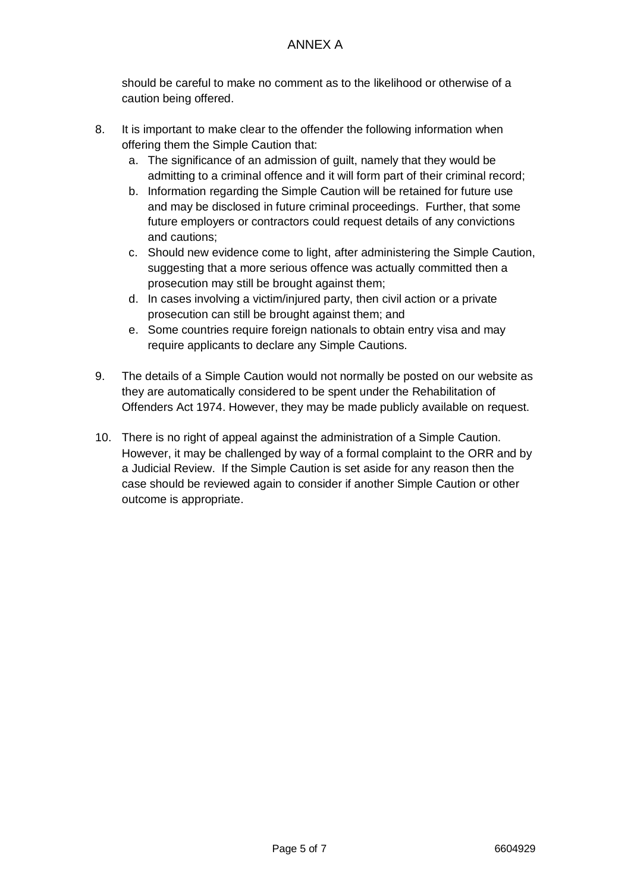should be careful to make no comment as to the likelihood or otherwise of a caution being offered.

8. It is important to make clear to the offender the following information when offering them the Simple Caution that:
   a. The significance of an admission of guilt, namely that they would be admitting to a criminal offence and it will form part of their criminal record;
   b. Information regarding the Simple Caution will be retained for future use and may be disclosed in future criminal proceedings. Further, that some future employers or contractors could request details of any convictions and cautions;
   c. Should new evidence come to light, after administering the Simple Caution, suggesting that a more serious offence was actually committed then a prosecution may still be brought against them;
   d. In cases involving a victim/injured party, then civil action or a private prosecution can still be brought against them; and
   e. Some countries require foreign nationals to obtain entry visa and may require applicants to declare any Simple Cautions.

9. The details of a Simple Caution would not normally be posted on our website as they are automatically considered to be spent under the Rehabilitation of Offenders Act 1974. However, they may be made publicly available on request.

10. There is no right of appeal against the administration of a Simple Caution. However, it may be challenged by way of a formal complaint to the ORR and by a Judicial Review. If the Simple Caution is set aside for any reason then the case should be reviewed again to consider if another Simple Caution or other outcome is appropriate.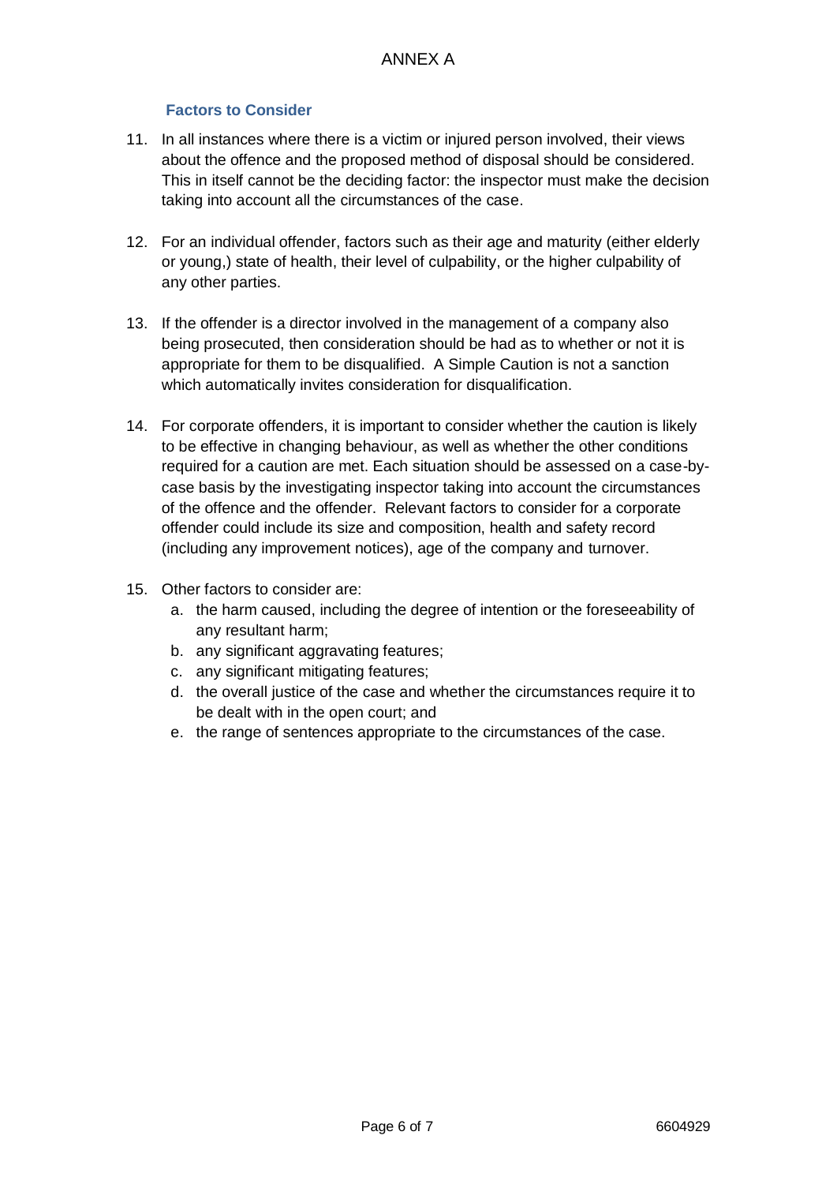ANNEX A

### Factors to Consider

11. In all instances where there is a victim or injured person involved, their views about the offence and the proposed method of disposal should be considered. This in itself cannot be the deciding factor: the inspector must make the decision taking into account all the circumstances of the case.

12. For an individual offender, factors such as their age and maturity (either elderly or young,) state of health, their level of culpability, or the higher culpability of any other parties.

13. If the offender is a director involved in the management of a company also being prosecuted, then consideration should be had as to whether or not it is appropriate for them to be disqualified. A Simple Caution is not a sanction which automatically invites consideration for disqualification.

14. For corporate offenders, it is important to consider whether the caution is likely to be effective in changing behaviour, as well as whether the other conditions required for a caution are met. Each situation should be assessed on a case-by-case basis by the investigating inspector taking into account the circumstances of the offence and the offender. Relevant factors to consider for a corporate offender could include its size and composition, health and safety record (including any improvement notices), age of the company and turnover.

15. Other factors to consider are:
    a. the harm caused, including the degree of intention or the foreseeability of any resultant harm;
    b. any significant aggravating features;
    c. any significant mitigating features;
    d. the overall justice of the case and whether the circumstances require it to be dealt with in the open court; and
    e. the range of sentences appropriate to the circumstances of the case.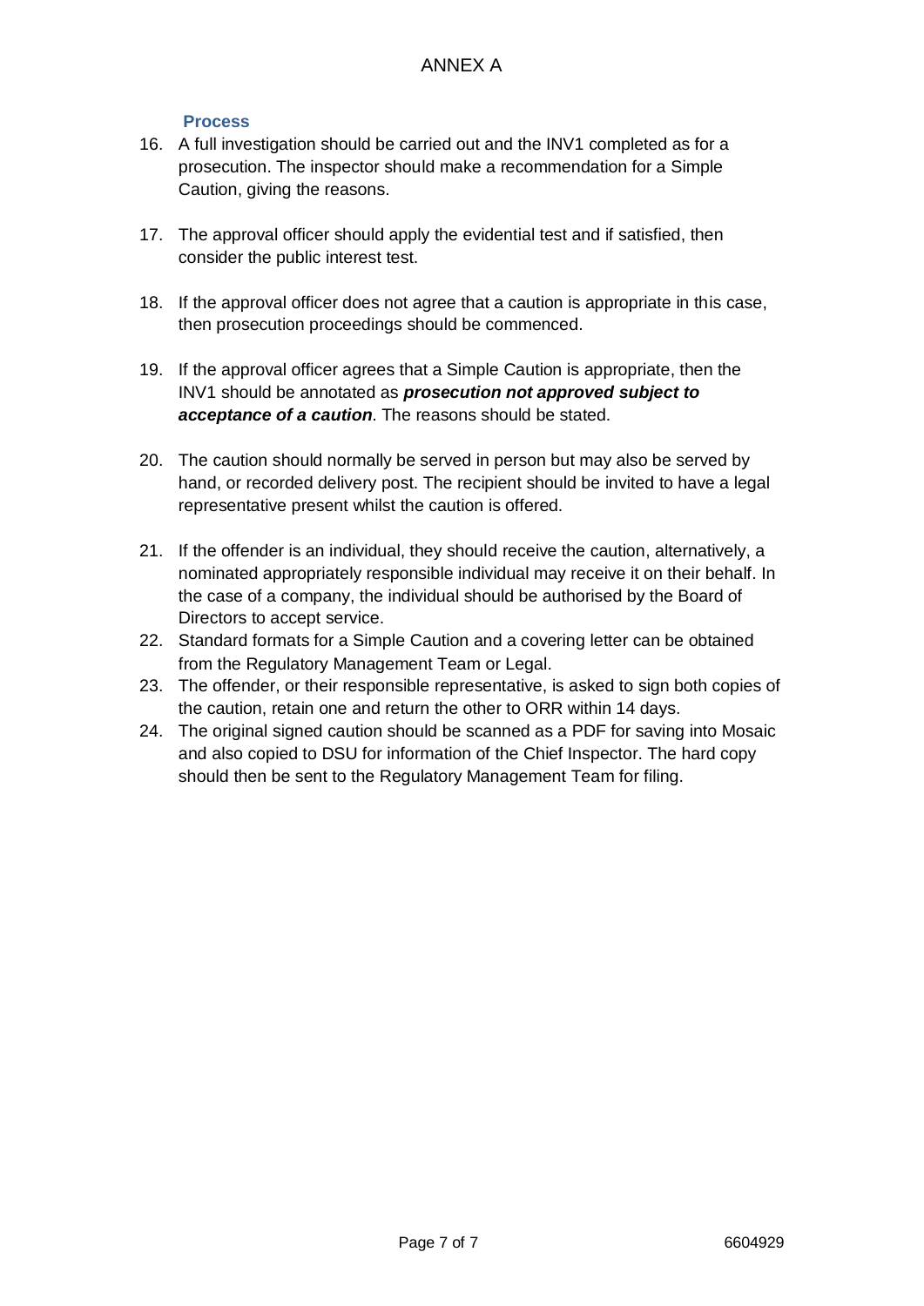ANNEX A

### Process

16. A full investigation should be carried out and the INV1 completed as for a prosecution. The inspector should make a recommendation for a Simple Caution, giving the reasons.

17. The approval officer should apply the evidential test and if satisfied, then consider the public interest test.

18. If the approval officer does not agree that a caution is appropriate in this case, then prosecution proceedings should be commenced.

19. If the approval officer agrees that a Simple Caution is appropriate, then the INV1 should be annotated as ***prosecution not approved subject to acceptance of a caution***. The reasons should be stated.

20. The caution should normally be served in person but may also be served by hand, or recorded delivery post. The recipient should be invited to have a legal representative present whilst the caution is offered.

21. If the offender is an individual, they should receive the caution, alternatively, a nominated appropriately responsible individual may receive it on their behalf. In the case of a company, the individual should be authorised by the Board of Directors to accept service.
22. Standard formats for a Simple Caution and a covering letter can be obtained from the Regulatory Management Team or Legal.
23. The offender, or their responsible representative, is asked to sign both copies of the caution, retain one and return the other to ORR within 14 days.
24. The original signed caution should be scanned as a PDF for saving into Mosaic and also copied to DSU for information of the Chief Inspector. The hard copy should then be sent to the Regulatory Management Team for filing.

6604929